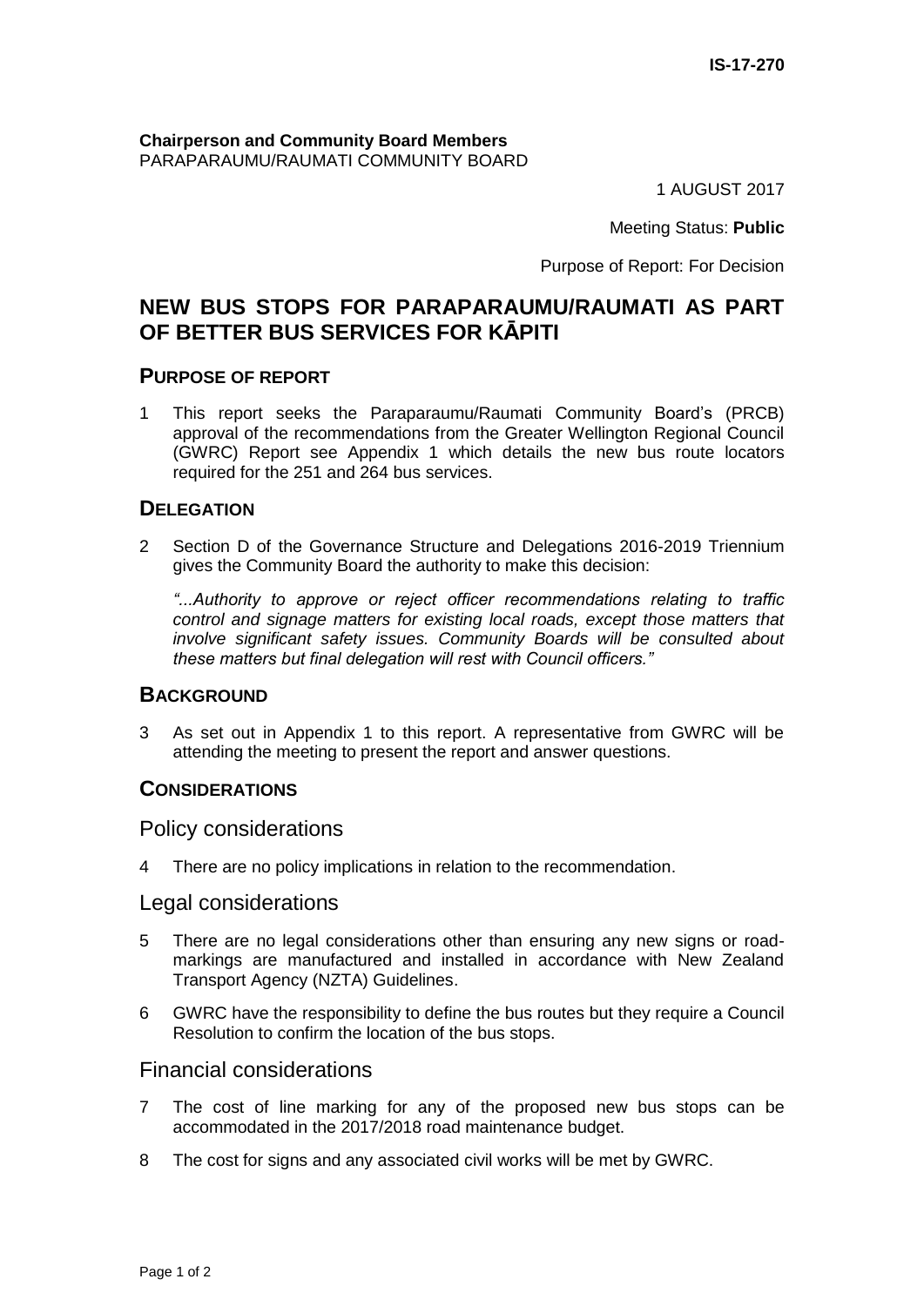IS-17-270

**Chairperson and Community Board Members**
PARAPARAUMU/RAUMATI COMMUNITY BOARD

1 AUGUST 2017

Meeting Status: **Public**

Purpose of Report: For Decision

# NEW BUS STOPS FOR PARAPARAUMU/RAUMATI AS PART OF BETTER BUS SERVICES FOR KĀPITI

## PURPOSE OF REPORT

1 This report seeks the Paraparaumu/Raumati Community Board's (PRCB) approval of the recommendations from the Greater Wellington Regional Council (GWRC) Report see Appendix 1 which details the new bus route locators required for the 251 and 264 bus services.

## DELEGATION

2 Section D of the Governance Structure and Delegations 2016-2019 Triennium gives the Community Board the authority to make this decision:

*"...Authority to approve or reject officer recommendations relating to traffic control and signage matters for existing local roads, except those matters that involve significant safety issues. Community Boards will be consulted about these matters but final delegation will rest with Council officers."*

## BACKGROUND

3 As set out in Appendix 1 to this report. A representative from GWRC will be attending the meeting to present the report and answer questions.

## CONSIDERATIONS

### Policy considerations

4 There are no policy implications in relation to the recommendation.

### Legal considerations

5 There are no legal considerations other than ensuring any new signs or road-markings are manufactured and installed in accordance with New Zealand Transport Agency (NZTA) Guidelines.

6 GWRC have the responsibility to define the bus routes but they require a Council Resolution to confirm the location of the bus stops.

### Financial considerations

7 The cost of line marking for any of the proposed new bus stops can be accommodated in the 2017/2018 road maintenance budget.

8 The cost for signs and any associated civil works will be met by GWRC.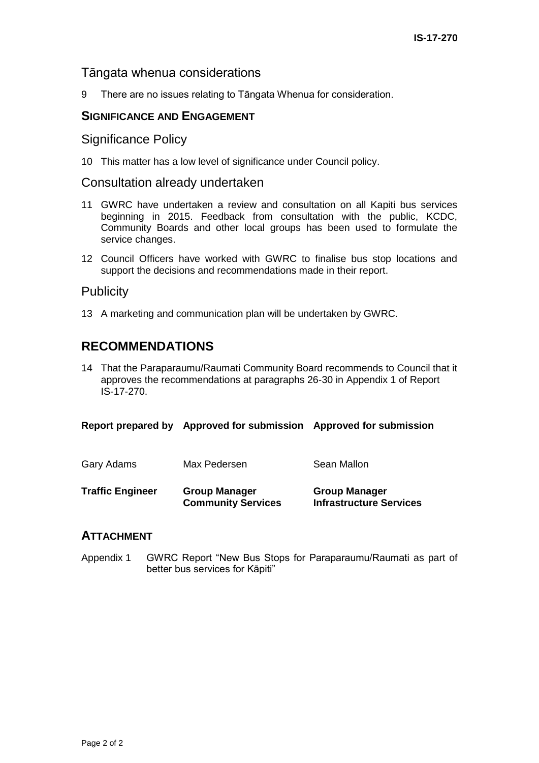## Tāngata whenua considerations

9 There are no issues relating to Tāngata Whenua for consideration.

## SIGNIFICANCE AND ENGAGEMENT

### Significance Policy

10 This matter has a low level of significance under Council policy.

### Consultation already undertaken

11 GWRC have undertaken a review and consultation on all Kapiti bus services beginning in 2015. Feedback from consultation with the public, KCDC, Community Boards and other local groups has been used to formulate the service changes.

12 Council Officers have worked with GWRC to finalise bus stop locations and support the decisions and recommendations made in their report.

### Publicity

13 A marketing and communication plan will be undertaken by GWRC.

## RECOMMENDATIONS

14 That the Paraparaumu/Raumati Community Board recommends to Council that it approves the recommendations at paragraphs 26-30 in Appendix 1 of Report IS-17-270.

| Report prepared by | Approved for submission | Approved for submission |
|---|---|---|
| Gary Adams | Max Pedersen | Sean Mallon |
| **Traffic Engineer** | **Group Manager Community Services** | **Group Manager Infrastructure Services** |

## ATTACHMENT

Appendix 1 GWRC Report "New Bus Stops for Paraparaumu/Raumati as part of better bus services for Kāpiti"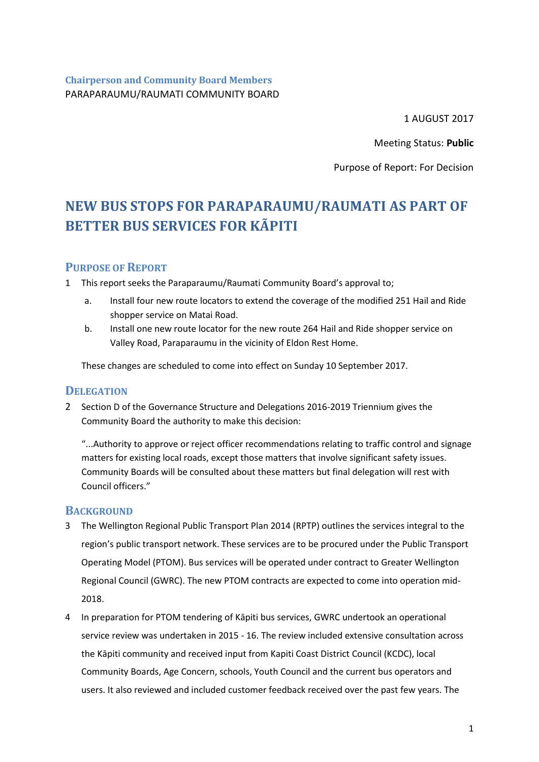**Chairperson and Community Board Members**
PARAPARAUMU/RAUMATI COMMUNITY BOARD

1 AUGUST 2017

Meeting Status: **Public**

Purpose of Report: For Decision

# NEW BUS STOPS FOR PARAPARAUMU/RAUMATI AS PART OF BETTER BUS SERVICES FOR KÃPITI

## PURPOSE OF REPORT

1 This report seeks the Paraparaumu/Raumati Community Board's approval to;

   a. Install four new route locators to extend the coverage of the modified 251 Hail and Ride shopper service on Matai Road.

   b. Install one new route locator for the new route 264 Hail and Ride shopper service on Valley Road, Paraparaumu in the vicinity of Eldon Rest Home.

   These changes are scheduled to come into effect on Sunday 10 September 2017.

## DELEGATION

2 Section D of the Governance Structure and Delegations 2016-2019 Triennium gives the Community Board the authority to make this decision:

   "...Authority to approve or reject officer recommendations relating to traffic control and signage matters for existing local roads, except those matters that involve significant safety issues. Community Boards will be consulted about these matters but final delegation will rest with Council officers."

## BACKGROUND

3 The Wellington Regional Public Transport Plan 2014 (RPTP) outlines the services integral to the region's public transport network. These services are to be procured under the Public Transport Operating Model (PTOM). Bus services will be operated under contract to Greater Wellington Regional Council (GWRC). The new PTOM contracts are expected to come into operation mid-2018.

4 In preparation for PTOM tendering of Kāpiti bus services, GWRC undertook an operational service review was undertaken in 2015 - 16. The review included extensive consultation across the Kāpiti community and received input from Kapiti Coast District Council (KCDC), local Community Boards, Age Concern, schools, Youth Council and the current bus operators and users. It also reviewed and included customer feedback received over the past few years. The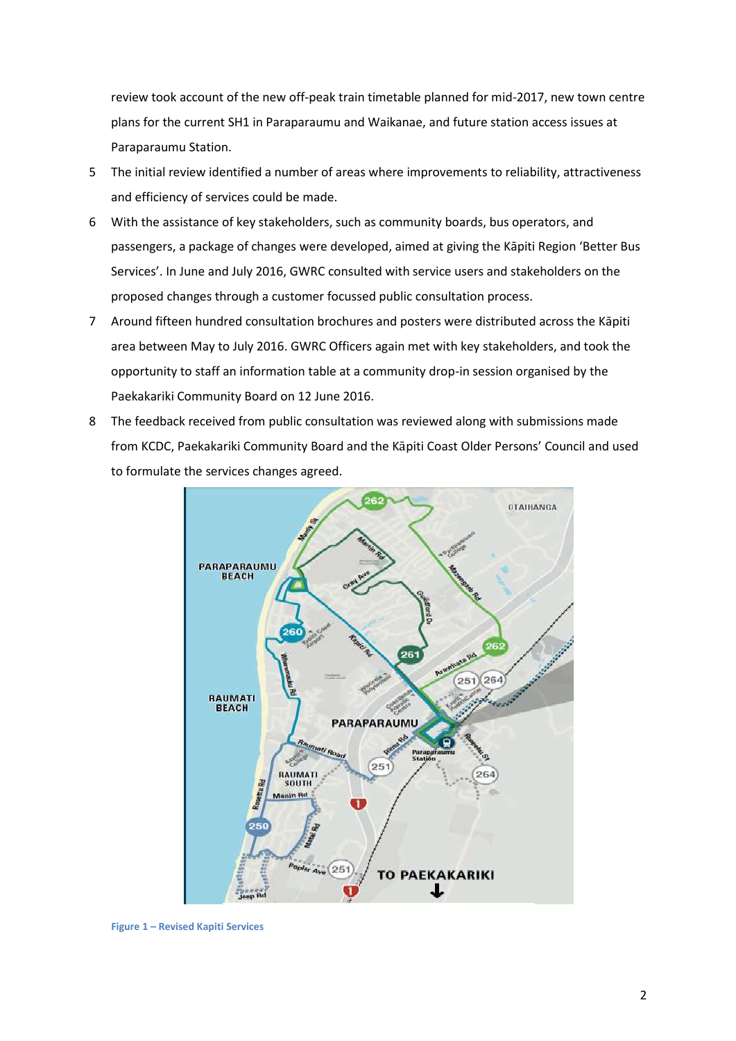review took account of the new off-peak train timetable planned for mid-2017, new town centre plans for the current SH1 in Paraparaumu and Waikanae, and future station access issues at Paraparaumu Station.

5 The initial review identified a number of areas where improvements to reliability, attractiveness and efficiency of services could be made.

6 With the assistance of key stakeholders, such as community boards, bus operators, and passengers, a package of changes were developed, aimed at giving the Kāpiti Region 'Better Bus Services'. In June and July 2016, GWRC consulted with service users and stakeholders on the proposed changes through a customer focussed public consultation process.

7 Around fifteen hundred consultation brochures and posters were distributed across the Kāpiti area between May to July 2016. GWRC Officers again met with key stakeholders, and took the opportunity to staff an information table at a community drop-in session organised by the Paekakariki Community Board on 12 June 2016.

8 The feedback received from public consultation was reviewed along with submissions made from KCDC, Paekakariki Community Board and the Kāpiti Coast Older Persons' Council and used to formulate the services changes agreed.

**Figure 1 – Revised Kapiti Services**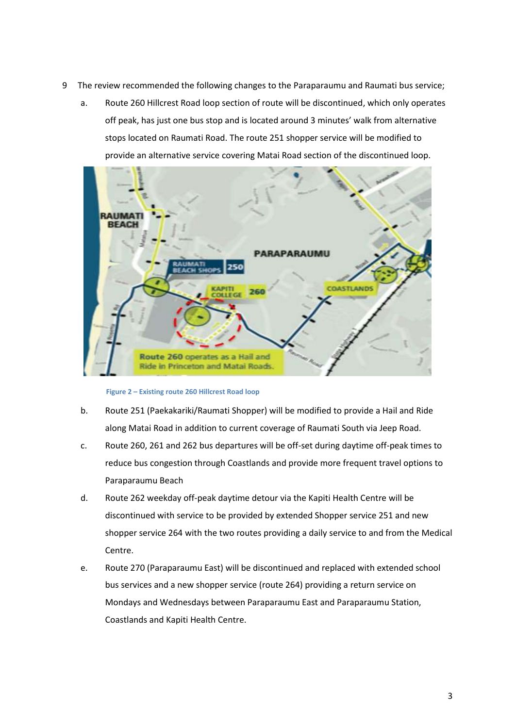9 The review recommended the following changes to the Paraparaumu and Raumati bus service;

a. Route 260 Hillcrest Road loop section of route will be discontinued, which only operates off peak, has just one bus stop and is located around 3 minutes' walk from alternative stops located on Raumati Road. The route 251 shopper service will be modified to provide an alternative service covering Matai Road section of the discontinued loop.

Figure 2 – Existing route 260 Hillcrest Road loop

b. Route 251 (Paekakariki/Raumati Shopper) will be modified to provide a Hail and Ride along Matai Road in addition to current coverage of Raumati South via Jeep Road.

c. Route 260, 261 and 262 bus departures will be off-set during daytime off-peak times to reduce bus congestion through Coastlands and provide more frequent travel options to Paraparaumu Beach

d. Route 262 weekday off-peak daytime detour via the Kapiti Health Centre will be discontinued with service to be provided by extended Shopper service 251 and new shopper service 264 with the two routes providing a daily service to and from the Medical Centre.

e. Route 270 (Paraparaumu East) will be discontinued and replaced with extended school bus services and a new shopper service (route 264) providing a return service on Mondays and Wednesdays between Paraparaumu East and Paraparaumu Station, Coastlands and Kapiti Health Centre.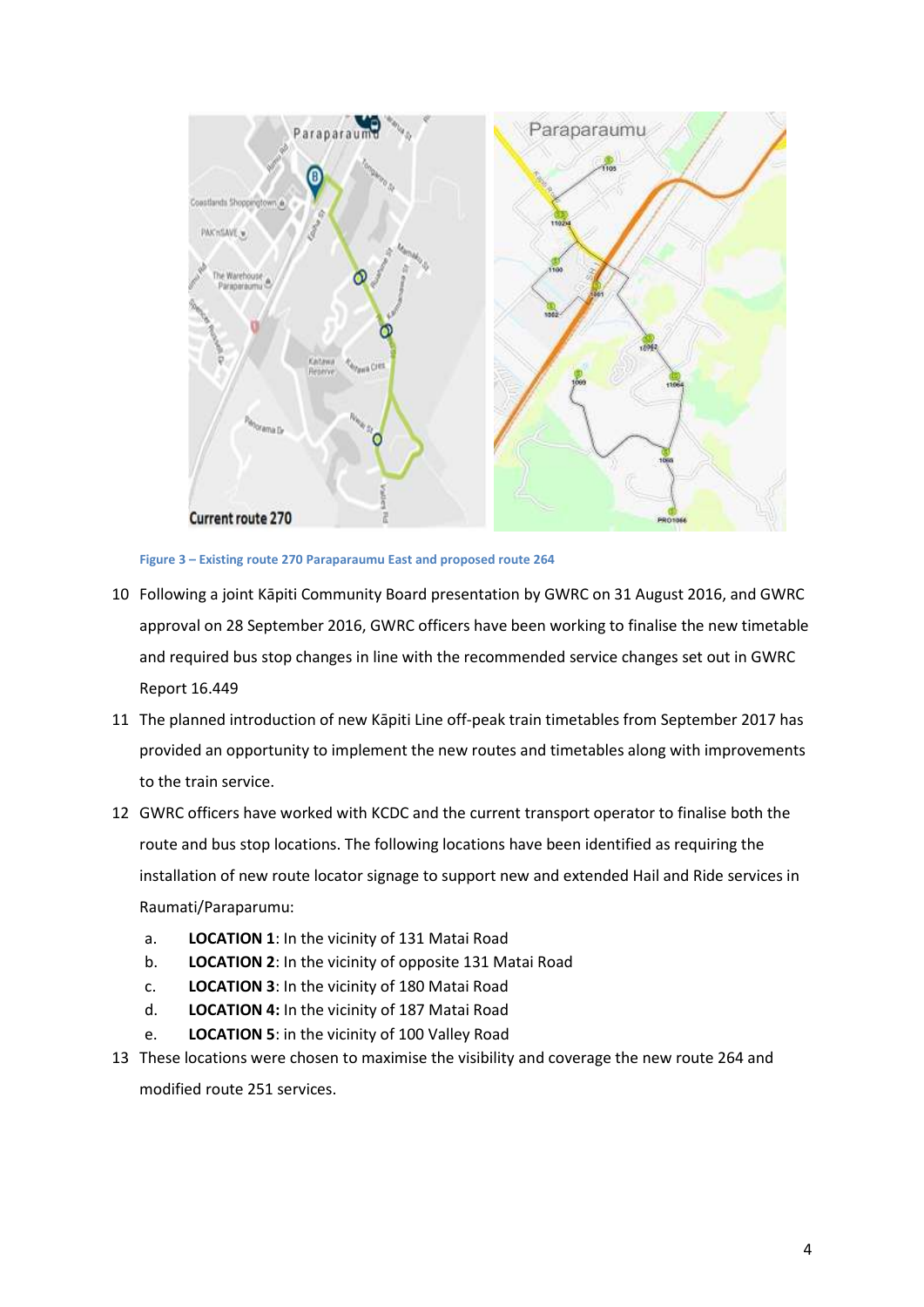Figure 3 – Existing route 270 Paraparaumu East and proposed route 264

10 Following a joint Kāpiti Community Board presentation by GWRC on 31 August 2016, and GWRC approval on 28 September 2016, GWRC officers have been working to finalise the new timetable and required bus stop changes in line with the recommended service changes set out in GWRC Report 16.449

11 The planned introduction of new Kāpiti Line off-peak train timetables from September 2017 has provided an opportunity to implement the new routes and timetables along with improvements to the train service.

12 GWRC officers have worked with KCDC and the current transport operator to finalise both the route and bus stop locations. The following locations have been identified as requiring the installation of new route locator signage to support new and extended Hail and Ride services in Raumati/Paraparumu:

   a. **LOCATION 1**: In the vicinity of 131 Matai Road
   b. **LOCATION 2**: In the vicinity of opposite 131 Matai Road
   c. **LOCATION 3**: In the vicinity of 180 Matai Road
   d. **LOCATION 4:** In the vicinity of 187 Matai Road
   e. **LOCATION 5**: in the vicinity of 100 Valley Road

13 These locations were chosen to maximise the visibility and coverage the new route 264 and modified route 251 services.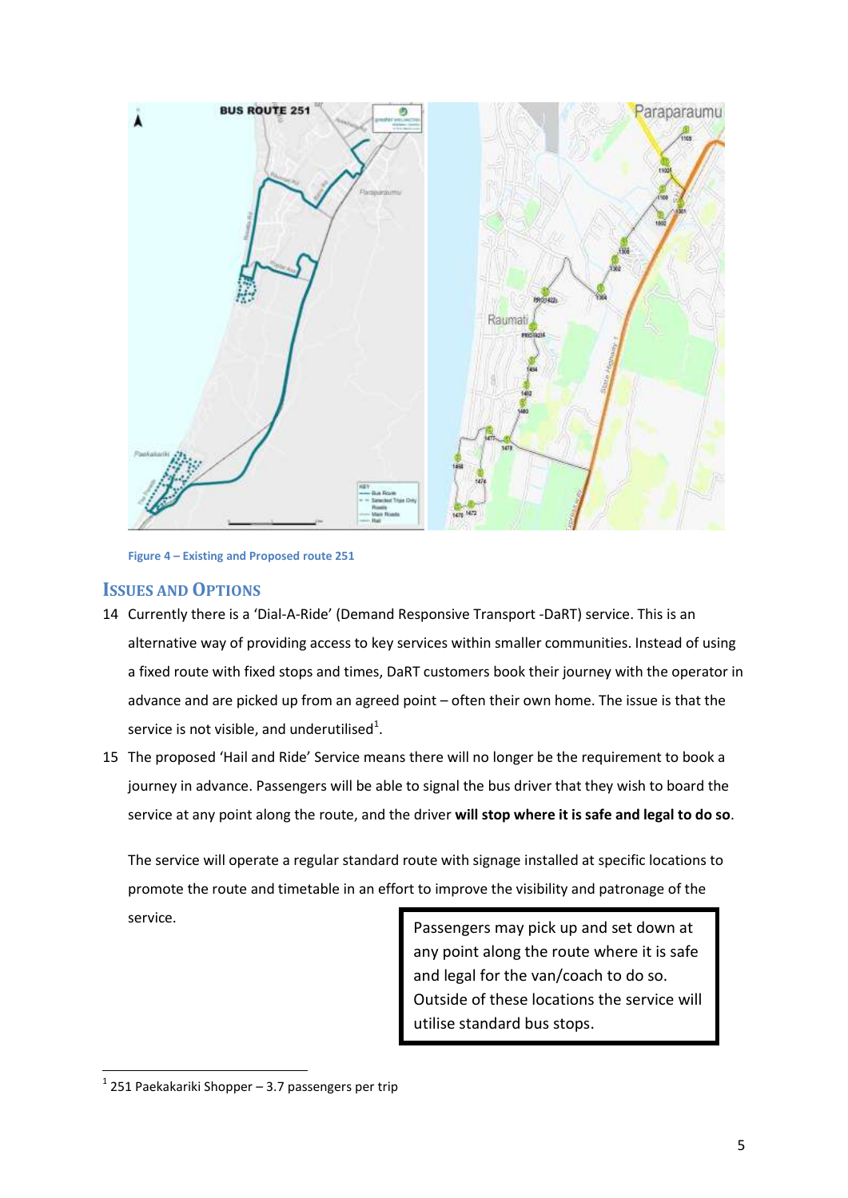Figure 4 – Existing and Proposed route 251

## Issues and Options

14 Currently there is a 'Dial-A-Ride' (Demand Responsive Transport -DaRT) service. This is an alternative way of providing access to key services within smaller communities. Instead of using a fixed route with fixed stops and times, DaRT customers book their journey with the operator in advance and are picked up from an agreed point – often their own home. The issue is that the service is not visible, and underutilised[1].

15 The proposed 'Hail and Ride' Service means there will no longer be the requirement to book a journey in advance. Passengers will be able to signal the bus driver that they wish to board the service at any point along the route, and the driver **will stop where it is safe and legal to do so**.

The service will operate a regular standard route with signage installed at specific locations to promote the route and timetable in an effort to improve the visibility and patronage of the service.

> Passengers may pick up and set down at any point along the route where it is safe and legal for the van/coach to do so. Outside of these locations the service will utilise standard bus stops.

[1] 251 Paekakariki Shopper – 3.7 passengers per trip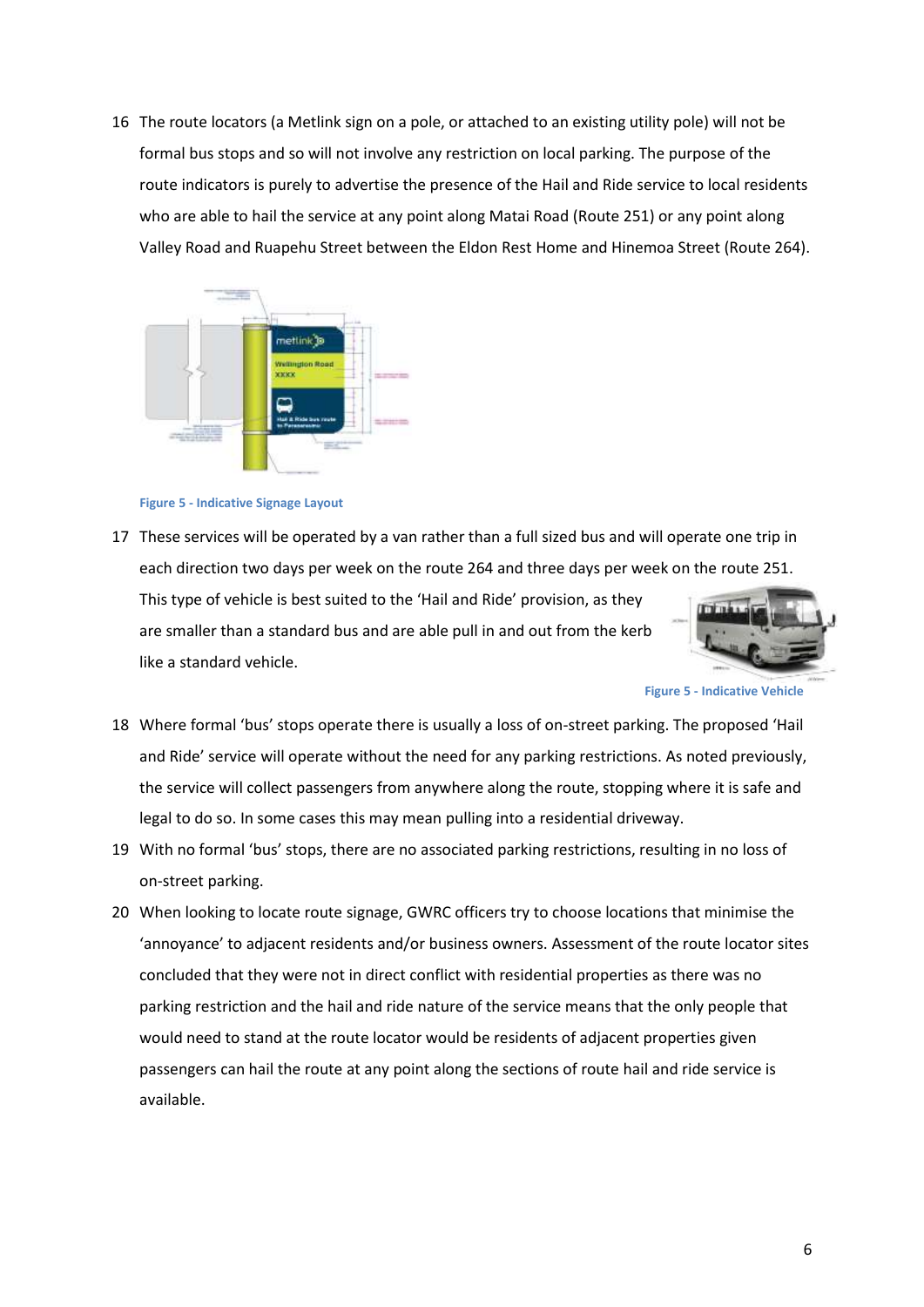16 The route locators (a Metlink sign on a pole, or attached to an existing utility pole) will not be formal bus stops and so will not involve any restriction on local parking. The purpose of the route indicators is purely to advertise the presence of the Hail and Ride service to local residents who are able to hail the service at any point along Matai Road (Route 251) or any point along Valley Road and Ruapehu Street between the Eldon Rest Home and Hinemoa Street (Route 264).

Figure 5 - Indicative Signage Layout

17 These services will be operated by a van rather than a full sized bus and will operate one trip in each direction two days per week on the route 264 and three days per week on the route 251. This type of vehicle is best suited to the 'Hail and Ride' provision, as they are smaller than a standard bus and are able pull in and out from the kerb like a standard vehicle.

Figure 5 - Indicative Vehicle

18 Where formal 'bus' stops operate there is usually a loss of on-street parking. The proposed 'Hail and Ride' service will operate without the need for any parking restrictions. As noted previously, the service will collect passengers from anywhere along the route, stopping where it is safe and legal to do so. In some cases this may mean pulling into a residential driveway.

19 With no formal 'bus' stops, there are no associated parking restrictions, resulting in no loss of on-street parking.

20 When looking to locate route signage, GWRC officers try to choose locations that minimise the 'annoyance' to adjacent residents and/or business owners. Assessment of the route locator sites concluded that they were not in direct conflict with residential properties as there was no parking restriction and the hail and ride nature of the service means that the only people that would need to stand at the route locator would be residents of adjacent properties given passengers can hail the route at any point along the sections of route hail and ride service is available.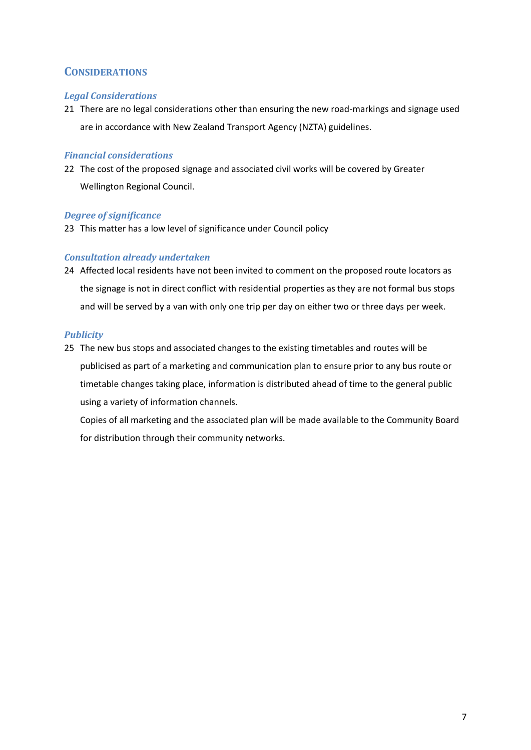## CONSIDERATIONS

### *Legal Considerations*

21 There are no legal considerations other than ensuring the new road-markings and signage used are in accordance with New Zealand Transport Agency (NZTA) guidelines.

### *Financial considerations*

22 The cost of the proposed signage and associated civil works will be covered by Greater Wellington Regional Council.

### *Degree of significance*

23 This matter has a low level of significance under Council policy

### *Consultation already undertaken*

24 Affected local residents have not been invited to comment on the proposed route locators as the signage is not in direct conflict with residential properties as they are not formal bus stops and will be served by a van with only one trip per day on either two or three days per week.

### *Publicity*

25 The new bus stops and associated changes to the existing timetables and routes will be publicised as part of a marketing and communication plan to ensure prior to any bus route or timetable changes taking place, information is distributed ahead of time to the general public using a variety of information channels.

Copies of all marketing and the associated plan will be made available to the Community Board for distribution through their community networks.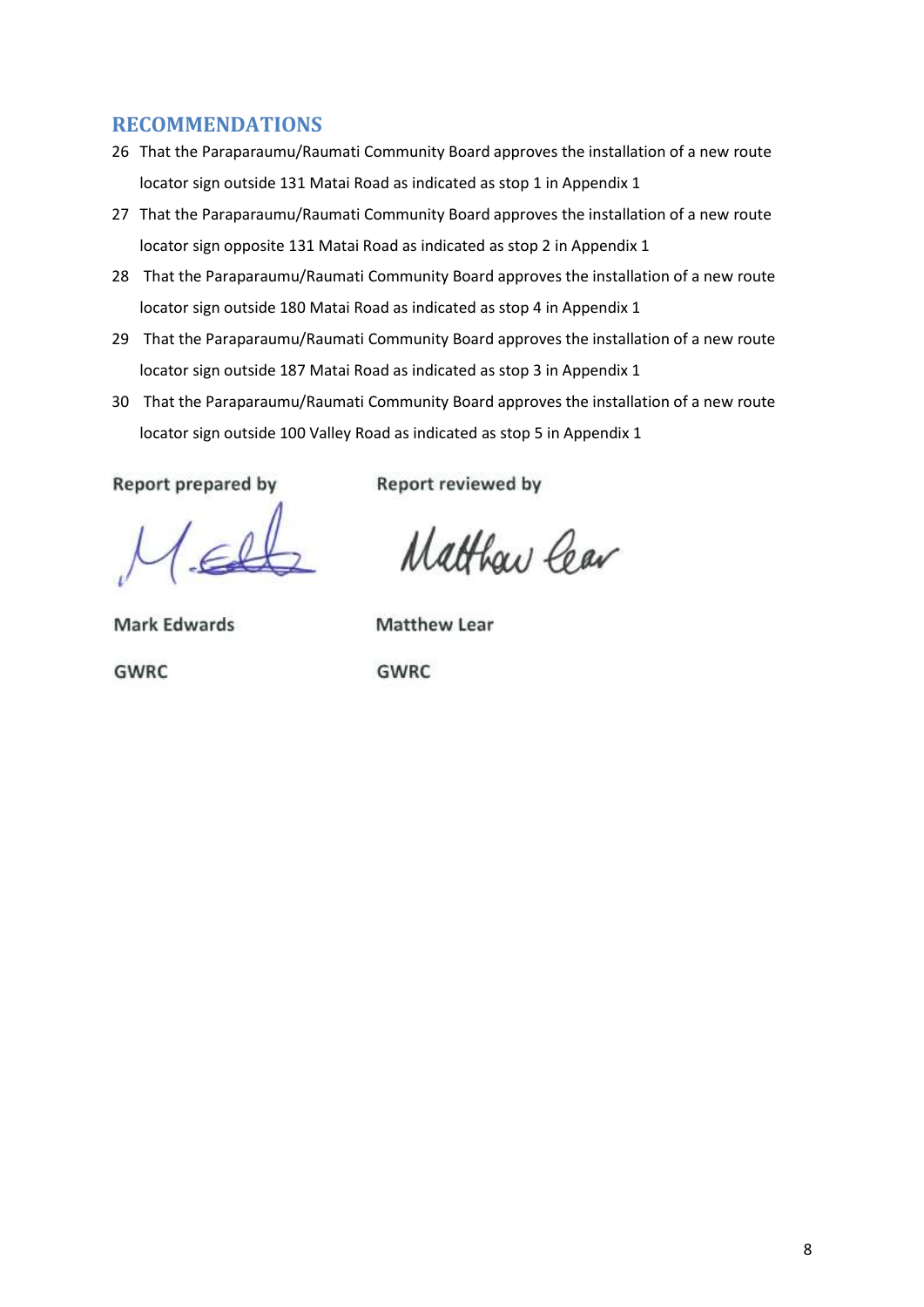## RECOMMENDATIONS

26 That the Paraparaumu/Raumati Community Board approves the installation of a new route locator sign outside 131 Matai Road as indicated as stop 1 in Appendix 1

27 That the Paraparaumu/Raumati Community Board approves the installation of a new route locator sign opposite 131 Matai Road as indicated as stop 2 in Appendix 1

28 That the Paraparaumu/Raumati Community Board approves the installation of a new route locator sign outside 180 Matai Road as indicated as stop 4 in Appendix 1

29 That the Paraparaumu/Raumati Community Board approves the installation of a new route locator sign outside 187 Matai Road as indicated as stop 3 in Appendix 1

30 That the Paraparaumu/Raumati Community Board approves the installation of a new route locator sign outside 100 Valley Road as indicated as stop 5 in Appendix 1

| Report prepared by | Report reviewed by |
|---|---|
| Mark Edwards | Matthew Lear |
| GWRC | GWRC |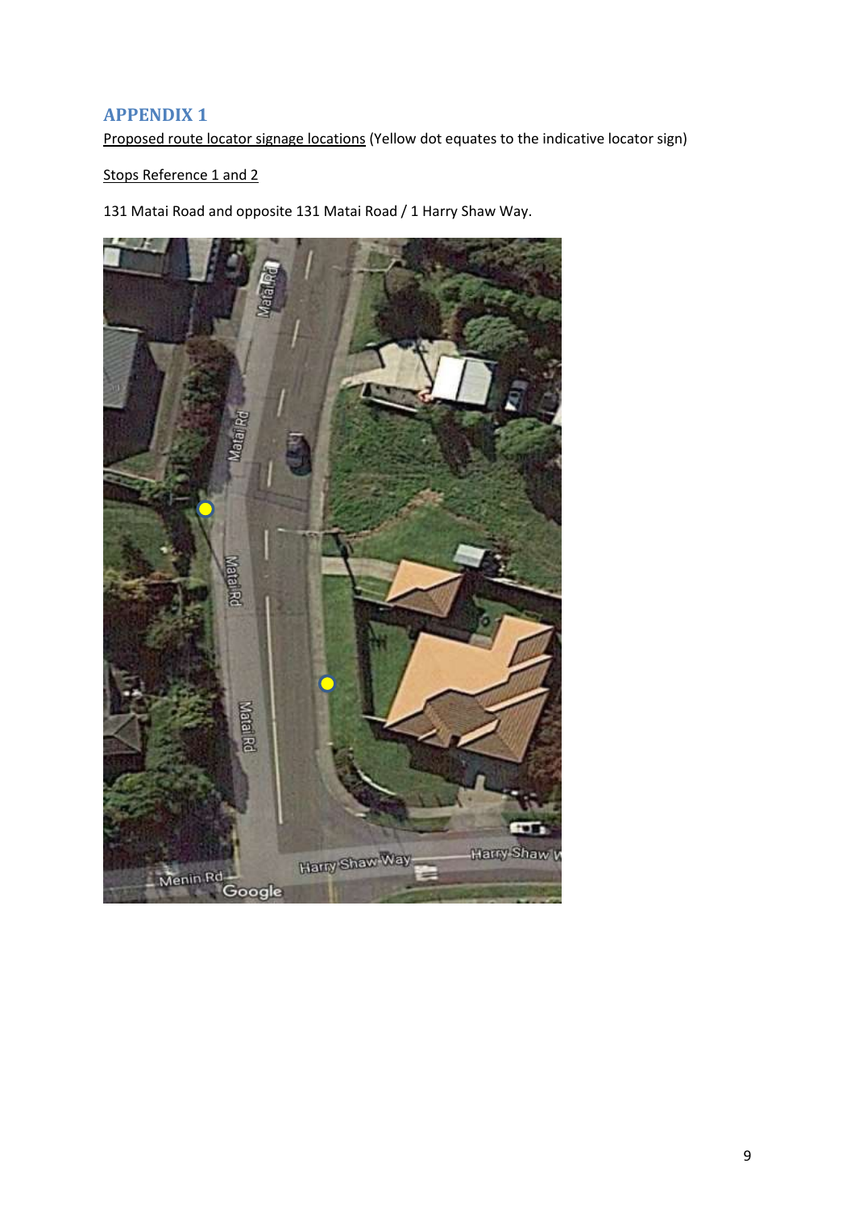## APPENDIX 1

Proposed route locator signage locations (Yellow dot equates to the indicative locator sign)

Stops Reference 1 and 2

131 Matai Road and opposite 131 Matai Road / 1 Harry Shaw Way.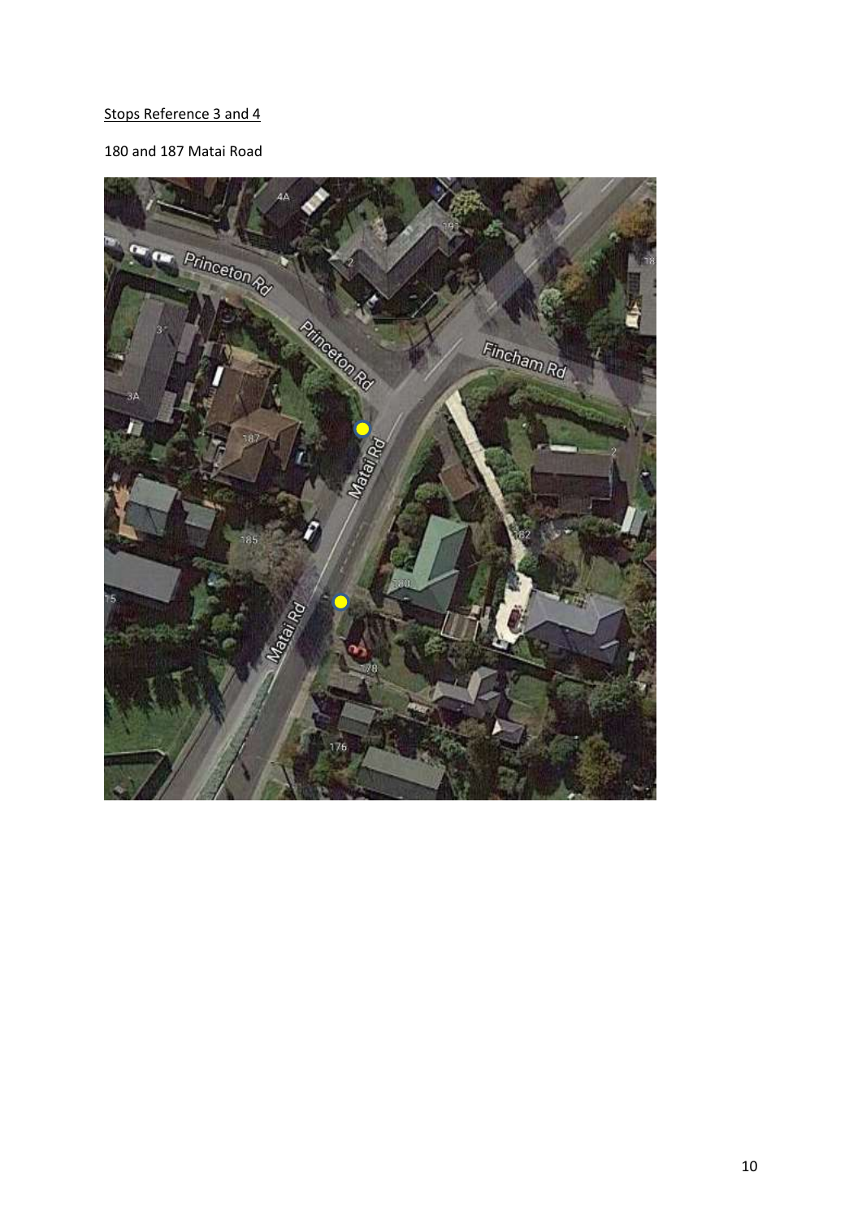<u>Stops Reference 3 and 4</u>

180 and 187 Matai Road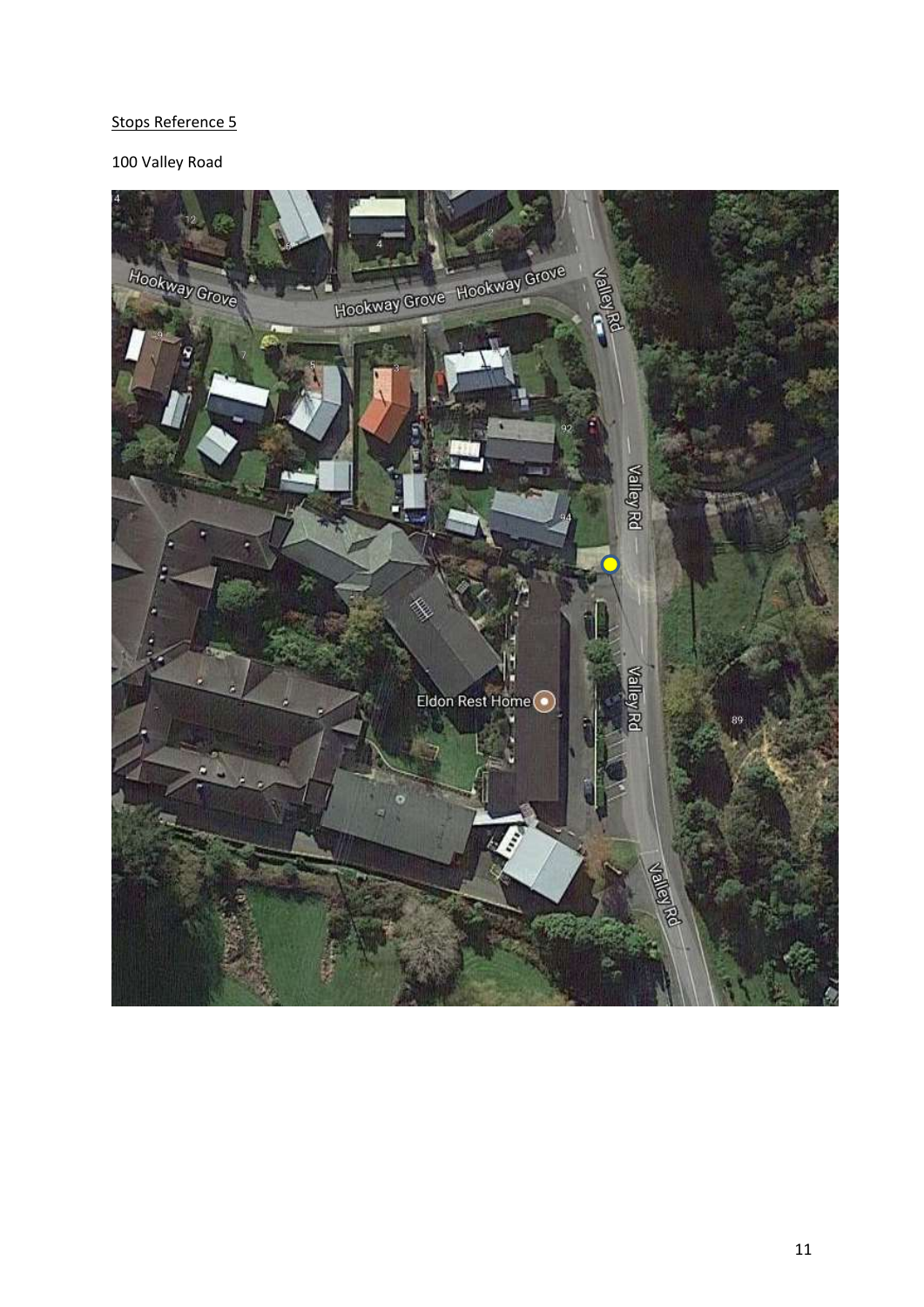Stops Reference 5

100 Valley Road